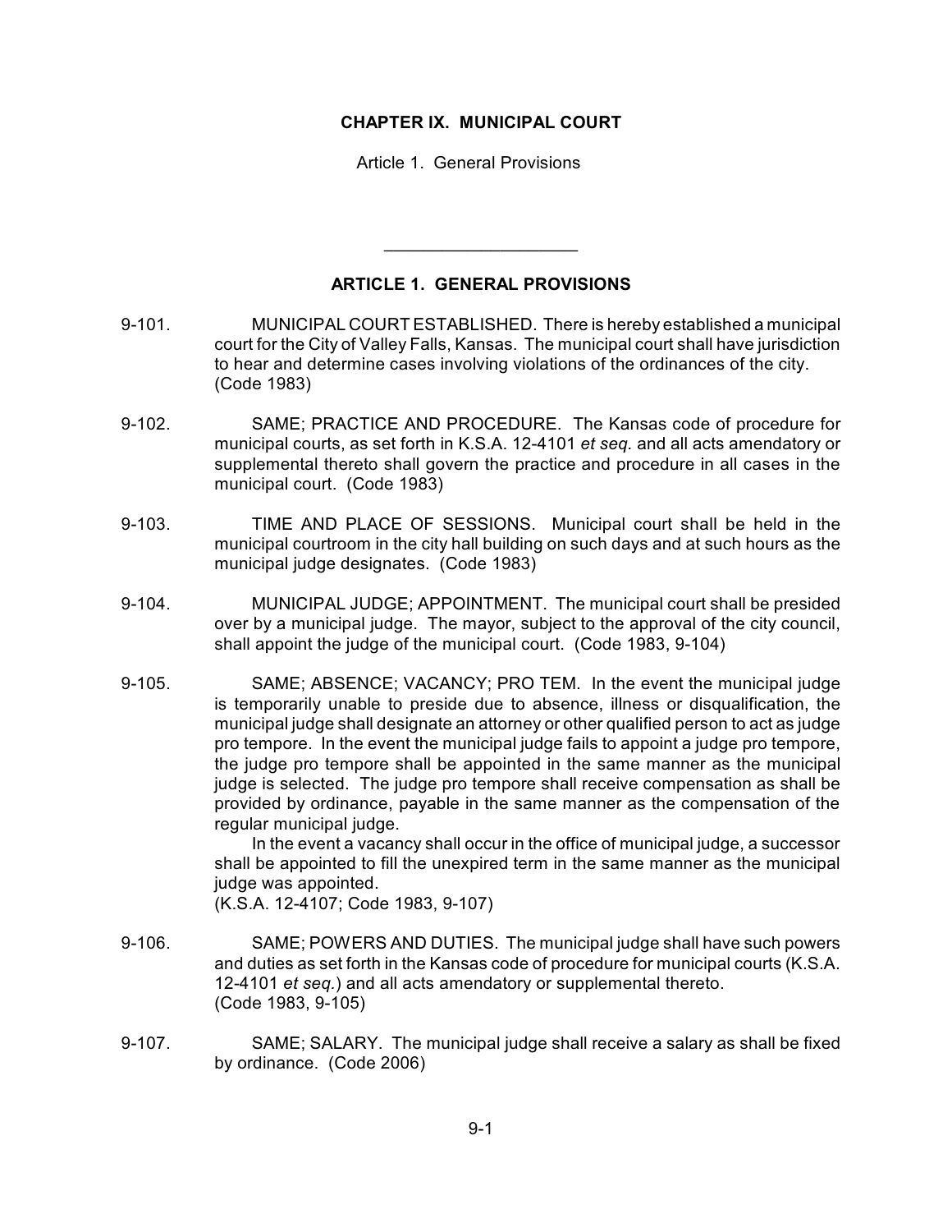# CHAPTER IX. MUNICIPAL COURT

Article 1. General Provisions

---

## ARTICLE 1. GENERAL PROVISIONS

9-101. MUNICIPAL COURT ESTABLISHED. There is hereby established a municipal court for the City of Valley Falls, Kansas. The municipal court shall have jurisdiction to hear and determine cases involving violations of the ordinances of the city. (Code 1983)

9-102. SAME; PRACTICE AND PROCEDURE. The Kansas code of procedure for municipal courts, as set forth in K.S.A. 12-4101 *et seq.* and all acts amendatory or supplemental thereto shall govern the practice and procedure in all cases in the municipal court. (Code 1983)

9-103. TIME AND PLACE OF SESSIONS. Municipal court shall be held in the municipal courtroom in the city hall building on such days and at such hours as the municipal judge designates. (Code 1983)

9-104. MUNICIPAL JUDGE; APPOINTMENT. The municipal court shall be presided over by a municipal judge. The mayor, subject to the approval of the city council, shall appoint the judge of the municipal court. (Code 1983, 9-104)

9-105. SAME; ABSENCE; VACANCY; PRO TEM. In the event the municipal judge is temporarily unable to preside due to absence, illness or disqualification, the municipal judge shall designate an attorney or other qualified person to act as judge pro tempore. In the event the municipal judge fails to appoint a judge pro tempore, the judge pro tempore shall be appointed in the same manner as the municipal judge is selected. The judge pro tempore shall receive compensation as shall be provided by ordinance, payable in the same manner as the compensation of the regular municipal judge.

In the event a vacancy shall occur in the office of municipal judge, a successor shall be appointed to fill the unexpired term in the same manner as the municipal judge was appointed.
(K.S.A. 12-4107; Code 1983, 9-107)

9-106. SAME; POWERS AND DUTIES. The municipal judge shall have such powers and duties as set forth in the Kansas code of procedure for municipal courts (K.S.A. 12-4101 *et seq.*) and all acts amendatory or supplemental thereto.
(Code 1983, 9-105)

9-107. SAME; SALARY. The municipal judge shall receive a salary as shall be fixed by ordinance. (Code 2006)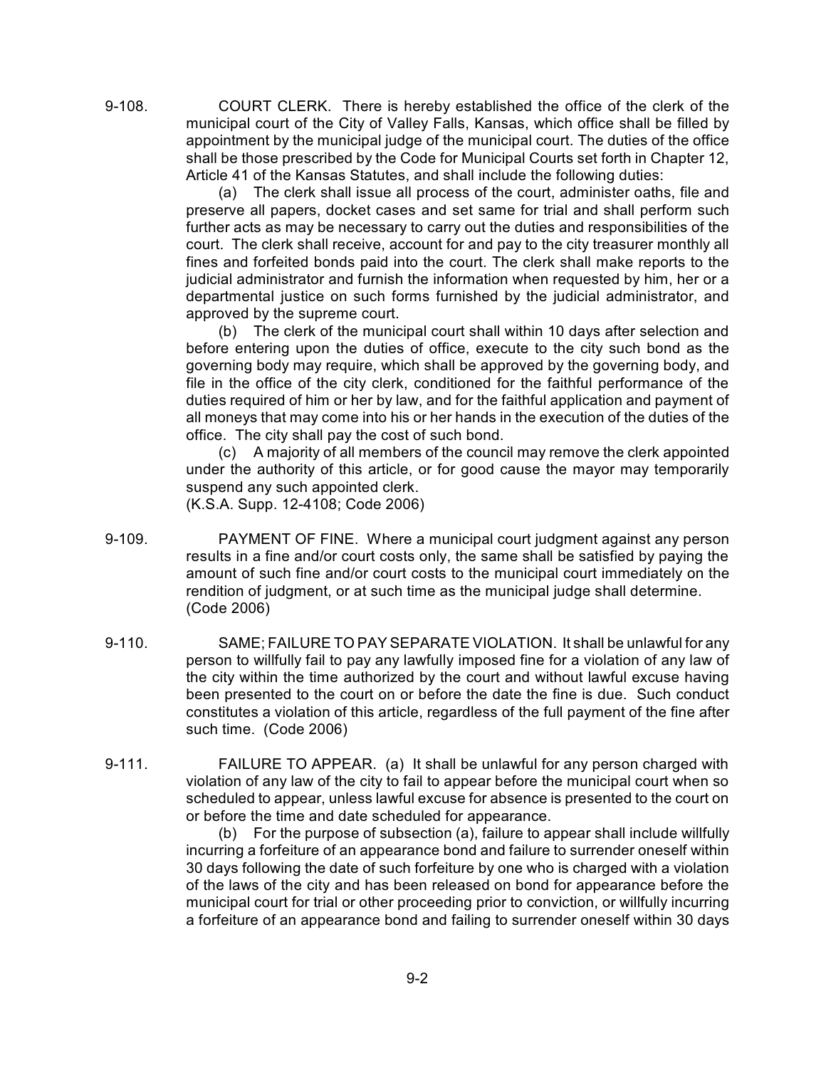9-108. COURT CLERK. There is hereby established the office of the clerk of the municipal court of the City of Valley Falls, Kansas, which office shall be filled by appointment by the municipal judge of the municipal court. The duties of the office shall be those prescribed by the Code for Municipal Courts set forth in Chapter 12, Article 41 of the Kansas Statutes, and shall include the following duties:

(a) The clerk shall issue all process of the court, administer oaths, file and preserve all papers, docket cases and set same for trial and shall perform such further acts as may be necessary to carry out the duties and responsibilities of the court. The clerk shall receive, account for and pay to the city treasurer monthly all fines and forfeited bonds paid into the court. The clerk shall make reports to the judicial administrator and furnish the information when requested by him, her or a departmental justice on such forms furnished by the judicial administrator, and approved by the supreme court.

(b) The clerk of the municipal court shall within 10 days after selection and before entering upon the duties of office, execute to the city such bond as the governing body may require, which shall be approved by the governing body, and file in the office of the city clerk, conditioned for the faithful performance of the duties required of him or her by law, and for the faithful application and payment of all moneys that may come into his or her hands in the execution of the duties of the office. The city shall pay the cost of such bond.

(c) A majority of all members of the council may remove the clerk appointed under the authority of this article, or for good cause the mayor may temporarily suspend any such appointed clerk.

(K.S.A. Supp. 12-4108; Code 2006)

9-109. PAYMENT OF FINE. Where a municipal court judgment against any person results in a fine and/or court costs only, the same shall be satisfied by paying the amount of such fine and/or court costs to the municipal court immediately on the rendition of judgment, or at such time as the municipal judge shall determine. (Code 2006)

9-110. SAME; FAILURE TO PAY SEPARATE VIOLATION. It shall be unlawful for any person to willfully fail to pay any lawfully imposed fine for a violation of any law of the city within the time authorized by the court and without lawful excuse having been presented to the court on or before the date the fine is due. Such conduct constitutes a violation of this article, regardless of the full payment of the fine after such time. (Code 2006)

9-111. FAILURE TO APPEAR. (a) It shall be unlawful for any person charged with violation of any law of the city to fail to appear before the municipal court when so scheduled to appear, unless lawful excuse for absence is presented to the court on or before the time and date scheduled for appearance.

(b) For the purpose of subsection (a), failure to appear shall include willfully incurring a forfeiture of an appearance bond and failure to surrender oneself within 30 days following the date of such forfeiture by one who is charged with a violation of the laws of the city and has been released on bond for appearance before the municipal court for trial or other proceeding prior to conviction, or willfully incurring a forfeiture of an appearance bond and failing to surrender oneself within 30 days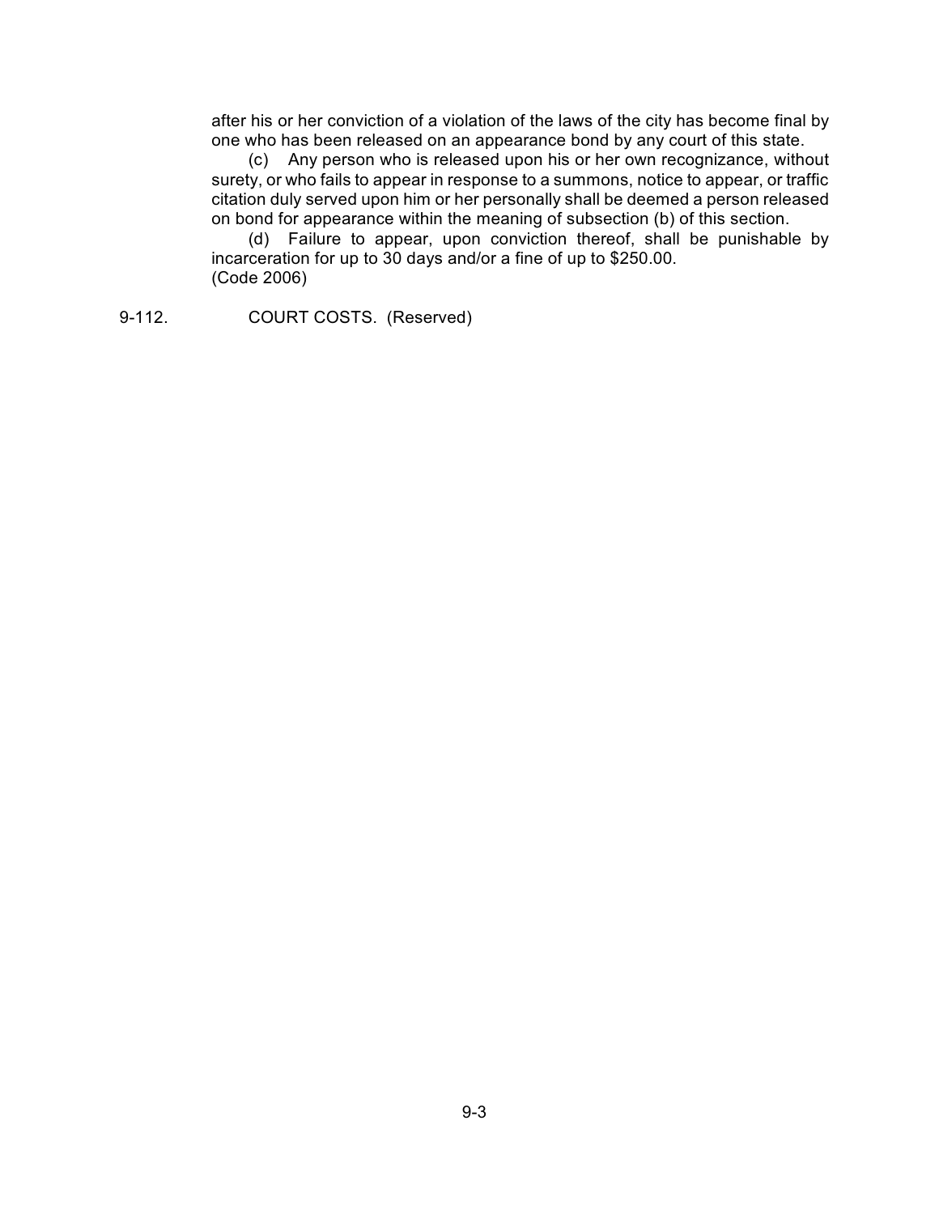after his or her conviction of a violation of the laws of the city has become final by one who has been released on an appearance bond by any court of this state.

(c) Any person who is released upon his or her own recognizance, without surety, or who fails to appear in response to a summons, notice to appear, or traffic citation duly served upon him or her personally shall be deemed a person released on bond for appearance within the meaning of subsection (b) of this section.

(d) Failure to appear, upon conviction thereof, shall be punishable by incarceration for up to 30 days and/or a fine of up to $250.00.
(Code 2006)

9-112. COURT COSTS. (Reserved)